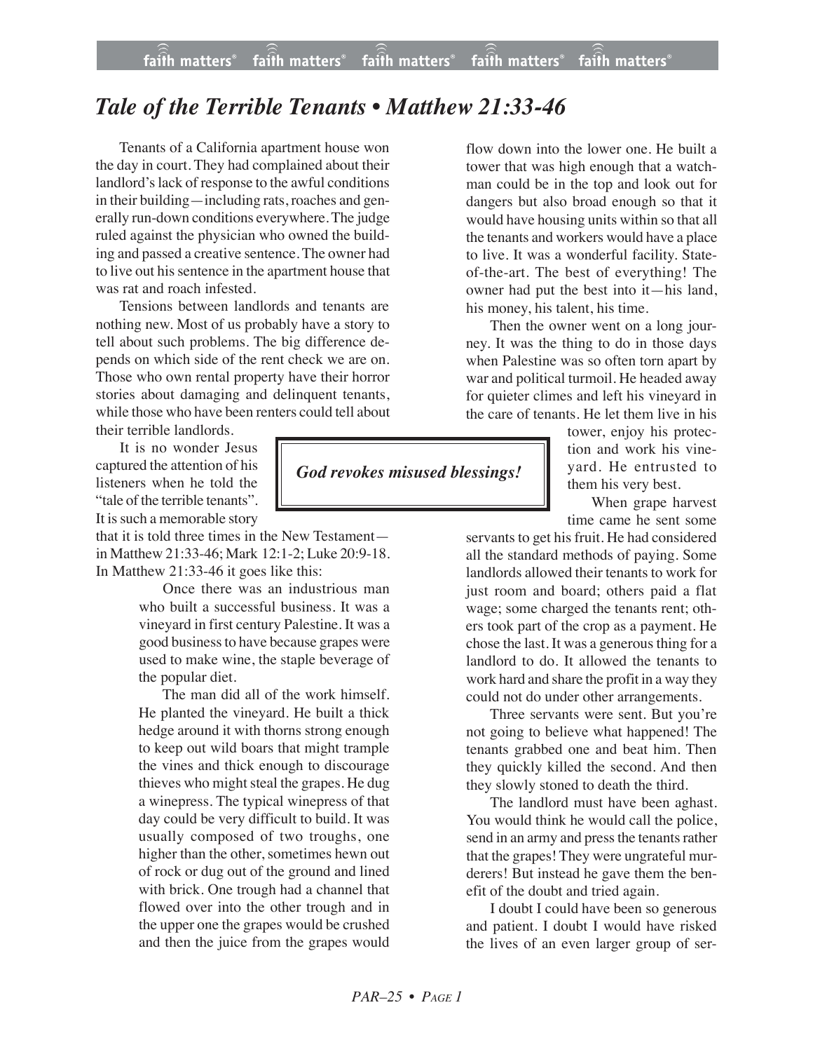# Tale of the Terrible Tenants • Matthew 21:33-46

Tenants of a California apartment house won the day in court. They had complained about their landlord's lack of response to the awful conditions in their building—including rats, roaches and generally run-down conditions everywhere. The judge ruled against the physician who owned the building and passed a creative sentence. The owner had to live out his sentence in the apartment house that was rat and roach infested.

Tensions between landlords and tenants are nothing new. Most of us probably have a story to tell about such problems. The big difference depends on which side of the rent check we are on. Those who own rental property have their horror stories about damaging and delinquent tenants, while those who have been renters could tell about their terrible landlords.

It is no wonder Jesus captured the attention of his listeners when he told the "tale of the terrible tenants". It is such a memorable story that it is told three times in the New Testament—in Matthew 21:33-46; Mark 12:1-2; Luke 20:9-18. In Matthew 21:33-46 it goes like this:

> Once there was an industrious man who built a successful business. It was a vineyard in first century Palestine. It was a good business to have because grapes were used to make wine, the staple beverage of the popular diet.
>
> The man did all of the work himself. He planted the vineyard. He built a thick hedge around it with thorns strong enough to keep out wild boars that might trample the vines and thick enough to discourage thieves who might steal the grapes. He dug a winepress. The typical winepress of that day could be very difficult to build. It was usually composed of two troughs, one higher than the other, sometimes hewn out of rock or dug out of the ground and lined with brick. One trough had a channel that flowed over into the other trough and in the upper one the grapes would be crushed and then the juice from the grapes would flow down into the lower one. He built a tower that was high enough that a watchman could be in the top and look out for dangers but also broad enough so that it would have housing units within so that all the tenants and workers would have a place to live. It was a wonderful facility. State-of-the-art. The best of everything! The owner had put the best into it—his land, his money, his talent, his time.
>
> Then the owner went on a long journey. It was the thing to do in those days when Palestine was so often torn apart by war and political turmoil. He headed away for quieter climes and left his vineyard in the care of tenants. He let them live in his tower, enjoy his protection and work his vineyard. He entrusted to them his very best.
>
> When grape harvest time came he sent some servants to get his fruit. He had considered all the standard methods of paying. Some landlords allowed their tenants to work for just room and board; others paid a flat wage; some charged the tenants rent; others took part of the crop as a payment. He chose the last. It was a generous thing for a landlord to do. It allowed the tenants to work hard and share the profit in a way they could not do under other arrangements.
>
> Three servants were sent. But you're not going to believe what happened! The tenants grabbed one and beat him. Then they quickly killed the second. And then they slowly stoned to death the third.

**_God revokes misused blessings!_**

The landlord must have been aghast. You would think he would call the police, send in an army and press the tenants rather that the grapes! They were ungrateful murderers! But instead he gave them the benefit of the doubt and tried again.

I doubt I could have been so generous and patient. I doubt I would have risked the lives of an even larger group of ser-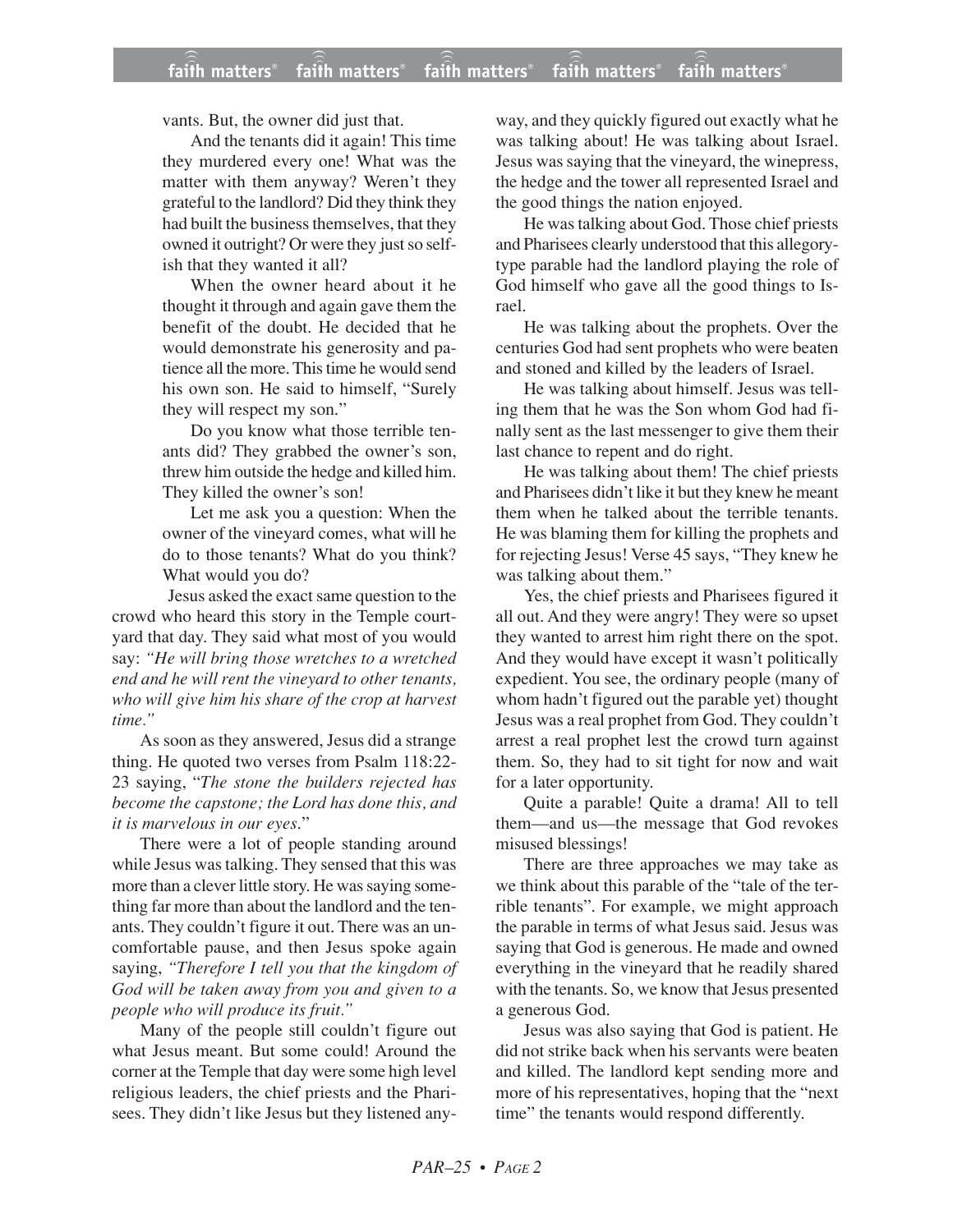vants. But, the owner did just that.

And the tenants did it again! This time they murdered every one! What was the matter with them anyway? Weren't they grateful to the landlord? Did they think they had built the business themselves, that they owned it outright? Or were they just so selfish that they wanted it all?

When the owner heard about it he thought it through and again gave them the benefit of the doubt. He decided that he would demonstrate his generosity and patience all the more. This time he would send his own son. He said to himself, "Surely they will respect my son."

Do you know what those terrible tenants did? They grabbed the owner's son, threw him outside the hedge and killed him. They killed the owner's son!

Let me ask you a question: When the owner of the vineyard comes, what will he do to those tenants? What do you think? What would you do?

Jesus asked the exact same question to the crowd who heard this story in the Temple courtyard that day. They said what most of you would say: *"He will bring those wretches to a wretched end and he will rent the vineyard to other tenants, who will give him his share of the crop at harvest time."*

As soon as they answered, Jesus did a strange thing. He quoted two verses from Psalm 118:22-23 saying, "*The stone the builders rejected has become the capstone; the Lord has done this, and it is marvelous in our eyes*."

There were a lot of people standing around while Jesus was talking. They sensed that this was more than a clever little story. He was saying something far more than about the landlord and the tenants. They couldn't figure it out. There was an uncomfortable pause, and then Jesus spoke again saying, *"Therefore I tell you that the kingdom of God will be taken away from you and given to a people who will produce its fruit."*

Many of the people still couldn't figure out what Jesus meant. But some could! Around the corner at the Temple that day were some high level religious leaders, the chief priests and the Pharisees. They didn't like Jesus but they listened anyway, and they quickly figured out exactly what he was talking about! He was talking about Israel. Jesus was saying that the vineyard, the winepress, the hedge and the tower all represented Israel and the good things the nation enjoyed.

He was talking about God. Those chief priests and Pharisees clearly understood that this allegory-type parable had the landlord playing the role of God himself who gave all the good things to Israel.

He was talking about the prophets. Over the centuries God had sent prophets who were beaten and stoned and killed by the leaders of Israel.

He was talking about himself. Jesus was telling them that he was the Son whom God had finally sent as the last messenger to give them their last chance to repent and do right.

He was talking about them! The chief priests and Pharisees didn't like it but they knew he meant them when he talked about the terrible tenants. He was blaming them for killing the prophets and for rejecting Jesus! Verse 45 says, "They knew he was talking about them."

Yes, the chief priests and Pharisees figured it all out. And they were angry! They were so upset they wanted to arrest him right there on the spot. And they would have except it wasn't politically expedient. You see, the ordinary people (many of whom hadn't figured out the parable yet) thought Jesus was a real prophet from God. They couldn't arrest a real prophet lest the crowd turn against them. So, they had to sit tight for now and wait for a later opportunity.

Quite a parable! Quite a drama! All to tell them—and us—the message that God revokes misused blessings!

There are three approaches we may take as we think about this parable of the "tale of the terrible tenants". For example, we might approach the parable in terms of what Jesus said. Jesus was saying that God is generous. He made and owned everything in the vineyard that he readily shared with the tenants. So, we know that Jesus presented a generous God.

Jesus was also saying that God is patient. He did not strike back when his servants were beaten and killed. The landlord kept sending more and more of his representatives, hoping that the "next time" the tenants would respond differently.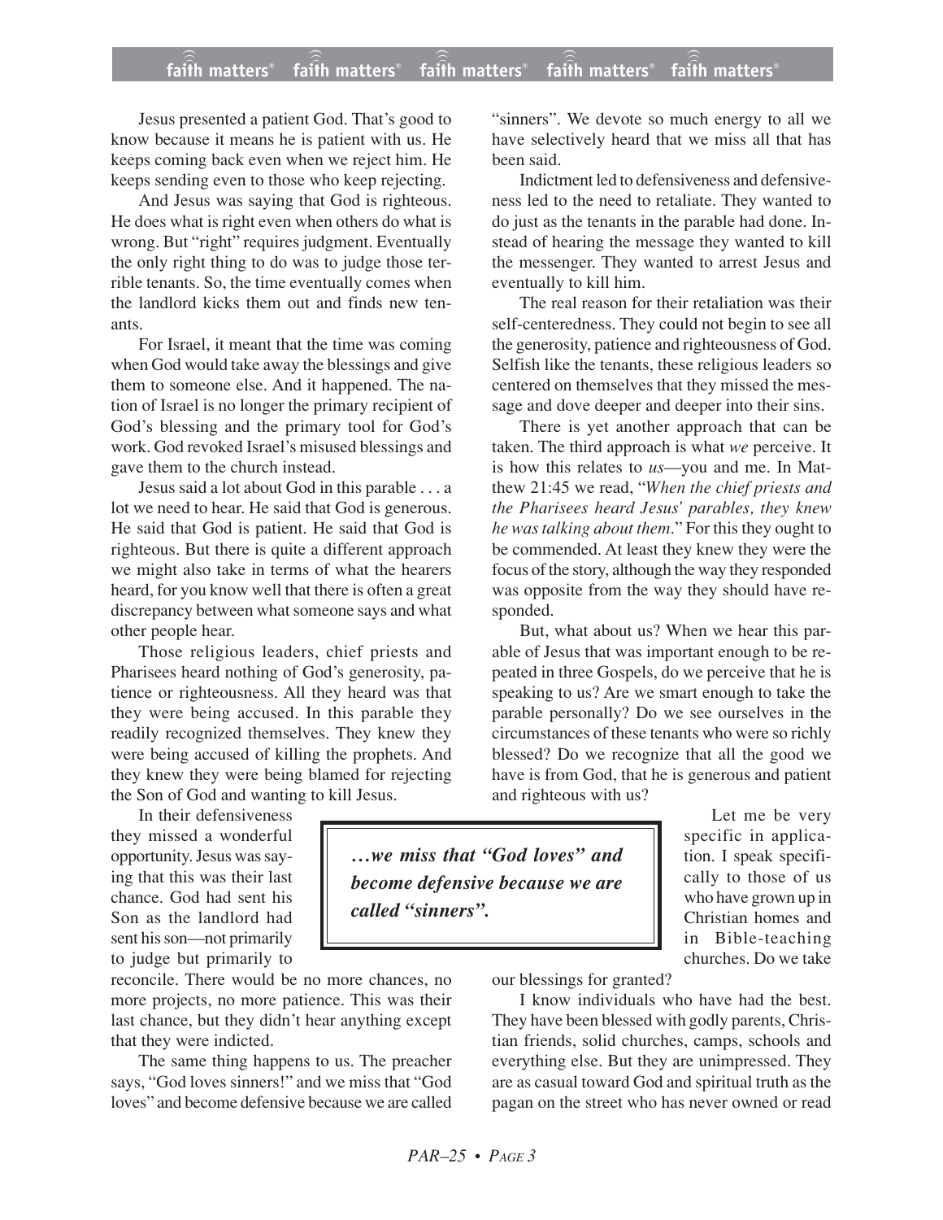Jesus presented a patient God. That's good to know because it means he is patient with us. He keeps coming back even when we reject him. He keeps sending even to those who keep rejecting.

And Jesus was saying that God is righteous. He does what is right even when others do what is wrong. But "right" requires judgment. Eventually the only right thing to do was to judge those terrible tenants. So, the time eventually comes when the landlord kicks them out and finds new tenants.

For Israel, it meant that the time was coming when God would take away the blessings and give them to someone else. And it happened. The nation of Israel is no longer the primary recipient of God's blessing and the primary tool for God's work. God revoked Israel's misused blessings and gave them to the church instead.

Jesus said a lot about God in this parable . . . a lot we need to hear. He said that God is generous. He said that God is patient. He said that God is righteous. But there is quite a different approach we might also take in terms of what the hearers heard, for you know well that there is often a great discrepancy between what someone says and what other people hear.

Those religious leaders, chief priests and Pharisees heard nothing of God's generosity, patience or righteousness. All they heard was that they were being accused. In this parable they readily recognized themselves. They knew they were being accused of killing the prophets. And they knew they were being blamed for rejecting the Son of God and wanting to kill Jesus.

In their defensiveness they missed a wonderful opportunity. Jesus was saying that this was their last chance. God had sent his Son as the landlord had sent his son—not primarily to judge but primarily to reconcile. There would be no more chances, no more projects, no more patience. This was their last chance, but they didn't hear anything except that they were indicted.

The same thing happens to us. The preacher says, "God loves sinners!" and we miss that "God loves" and become defensive because we are called "sinners". We devote so much energy to all we have selectively heard that we miss all that has been said.

> ***…we miss that "God loves" and become defensive because we are called "sinners".***

Indictment led to defensiveness and defensiveness led to the need to retaliate. They wanted to do just as the tenants in the parable had done. Instead of hearing the message they wanted to kill the messenger. They wanted to arrest Jesus and eventually to kill him.

The real reason for their retaliation was their self-centeredness. They could not begin to see all the generosity, patience and righteousness of God. Selfish like the tenants, these religious leaders so centered on themselves that they missed the message and dove deeper and deeper into their sins.

There is yet another approach that can be taken. The third approach is what *we* perceive. It is how this relates to *us*—you and me. In Matthew 21:45 we read, "*When the chief priests and the Pharisees heard Jesus' parables, they knew he was talking about them*." For this they ought to be commended. At least they knew they were the focus of the story, although the way they responded was opposite from the way they should have responded.

But, what about us? When we hear this parable of Jesus that was important enough to be repeated in three Gospels, do we perceive that he is speaking to us? Are we smart enough to take the parable personally? Do we see ourselves in the circumstances of these tenants who were so richly blessed? Do we recognize that all the good we have is from God, that he is generous and patient and righteous with us?

Let me be very specific in application. I speak specifically to those of us who have grown up in Christian homes and in Bible-teaching churches. Do we take our blessings for granted?

I know individuals who have had the best. They have been blessed with godly parents, Christian friends, solid churches, camps, schools and everything else. But they are unimpressed. They are as casual toward God and spiritual truth as the pagan on the street who has never owned or read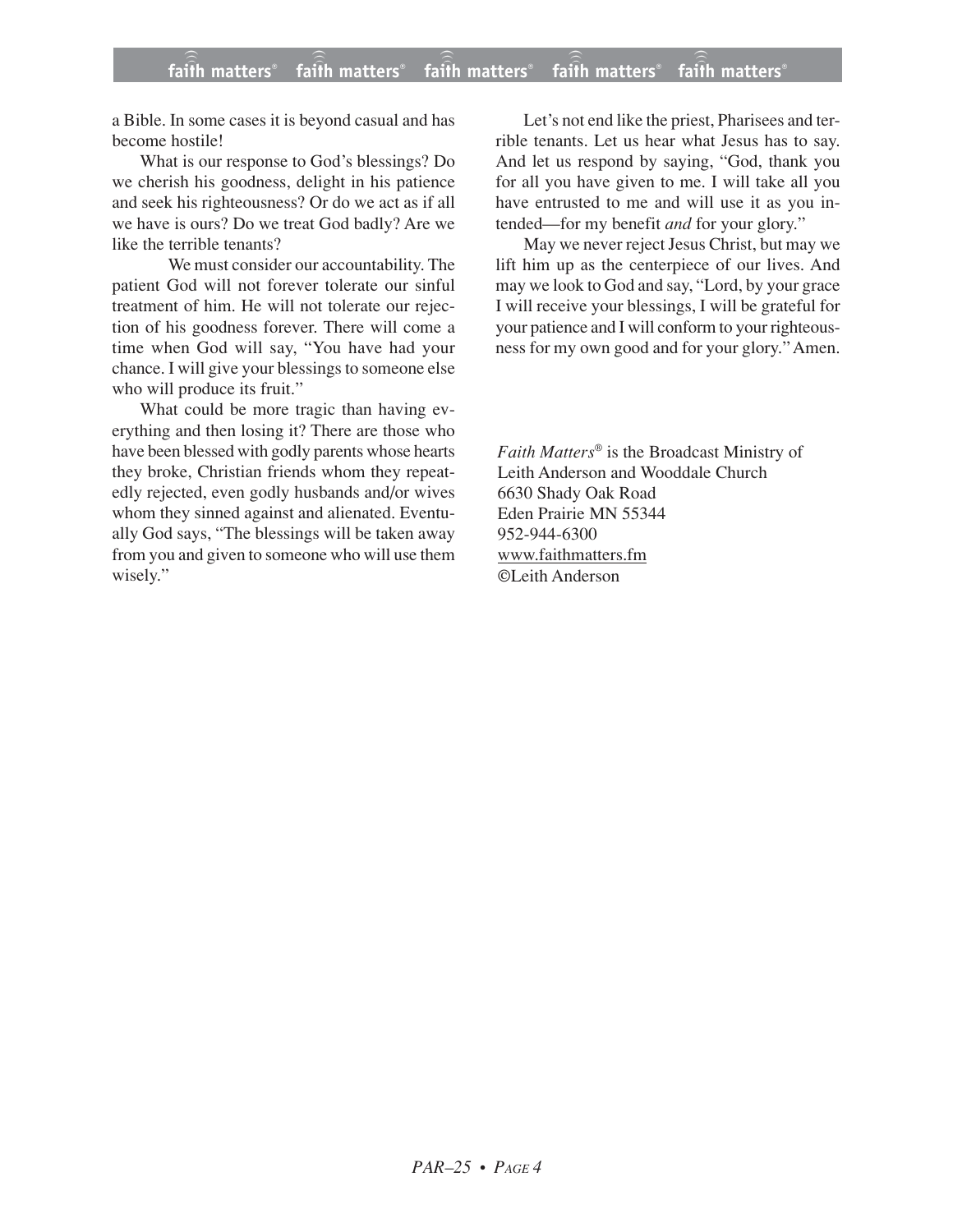a Bible. In some cases it is beyond casual and has become hostile!

What is our response to God's blessings? Do we cherish his goodness, delight in his patience and seek his righteousness? Or do we act as if all we have is ours? Do we treat God badly? Are we like the terrible tenants?

We must consider our accountability. The patient God will not forever tolerate our sinful treatment of him. He will not tolerate our rejection of his goodness forever. There will come a time when God will say, "You have had your chance. I will give your blessings to someone else who will produce its fruit."

What could be more tragic than having everything and then losing it? There are those who have been blessed with godly parents whose hearts they broke, Christian friends whom they repeatedly rejected, even godly husbands and/or wives whom they sinned against and alienated. Eventually God says, "The blessings will be taken away from you and given to someone who will use them wisely."

Let's not end like the priest, Pharisees and terrible tenants. Let us hear what Jesus has to say. And let us respond by saying, "God, thank you for all you have given to me. I will take all you have entrusted to me and will use it as you intended—for my benefit *and* for your glory."

May we never reject Jesus Christ, but may we lift him up as the centerpiece of our lives. And may we look to God and say, "Lord, by your grace I will receive your blessings, I will be grateful for your patience and I will conform to your righteousness for my own good and for your glory." Amen.

*Faith Matters*® is the Broadcast Ministry of
Leith Anderson and Wooddale Church
6630 Shady Oak Road
Eden Prairie MN 55344
952-944-6300
www.faithmatters.fm
©Leith Anderson